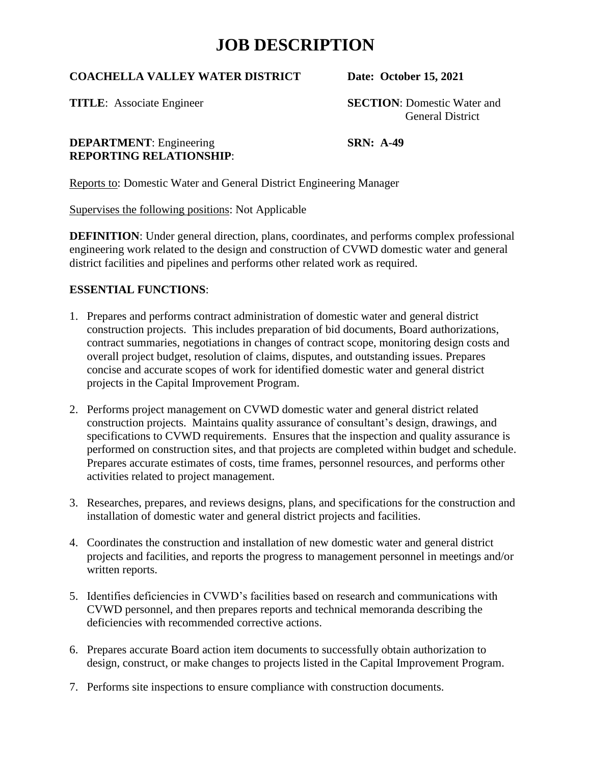# JOB DESCRIPTION

**COACHELLA VALLEY WATER DISTRICT** **Date: October 15, 2021**

**TITLE**: Associate Engineer **SECTION**: Domestic Water and General District

**DEPARTMENT**: Engineering **SRN: A-49**

**REPORTING RELATIONSHIP**:

Reports to: Domestic Water and General District Engineering Manager

Supervises the following positions: Not Applicable

**DEFINITION**: Under general direction, plans, coordinates, and performs complex professional engineering work related to the design and construction of CVWD domestic water and general district facilities and pipelines and performs other related work as required.

**ESSENTIAL FUNCTIONS**:

1. Prepares and performs contract administration of domestic water and general district construction projects. This includes preparation of bid documents, Board authorizations, contract summaries, negotiations in changes of contract scope, monitoring design costs and overall project budget, resolution of claims, disputes, and outstanding issues. Prepares concise and accurate scopes of work for identified domestic water and general district projects in the Capital Improvement Program.

2. Performs project management on CVWD domestic water and general district related construction projects. Maintains quality assurance of consultant's design, drawings, and specifications to CVWD requirements. Ensures that the inspection and quality assurance is performed on construction sites, and that projects are completed within budget and schedule. Prepares accurate estimates of costs, time frames, personnel resources, and performs other activities related to project management.

3. Researches, prepares, and reviews designs, plans, and specifications for the construction and installation of domestic water and general district projects and facilities.

4. Coordinates the construction and installation of new domestic water and general district projects and facilities, and reports the progress to management personnel in meetings and/or written reports.

5. Identifies deficiencies in CVWD's facilities based on research and communications with CVWD personnel, and then prepares reports and technical memoranda describing the deficiencies with recommended corrective actions.

6. Prepares accurate Board action item documents to successfully obtain authorization to design, construct, or make changes to projects listed in the Capital Improvement Program.

7. Performs site inspections to ensure compliance with construction documents.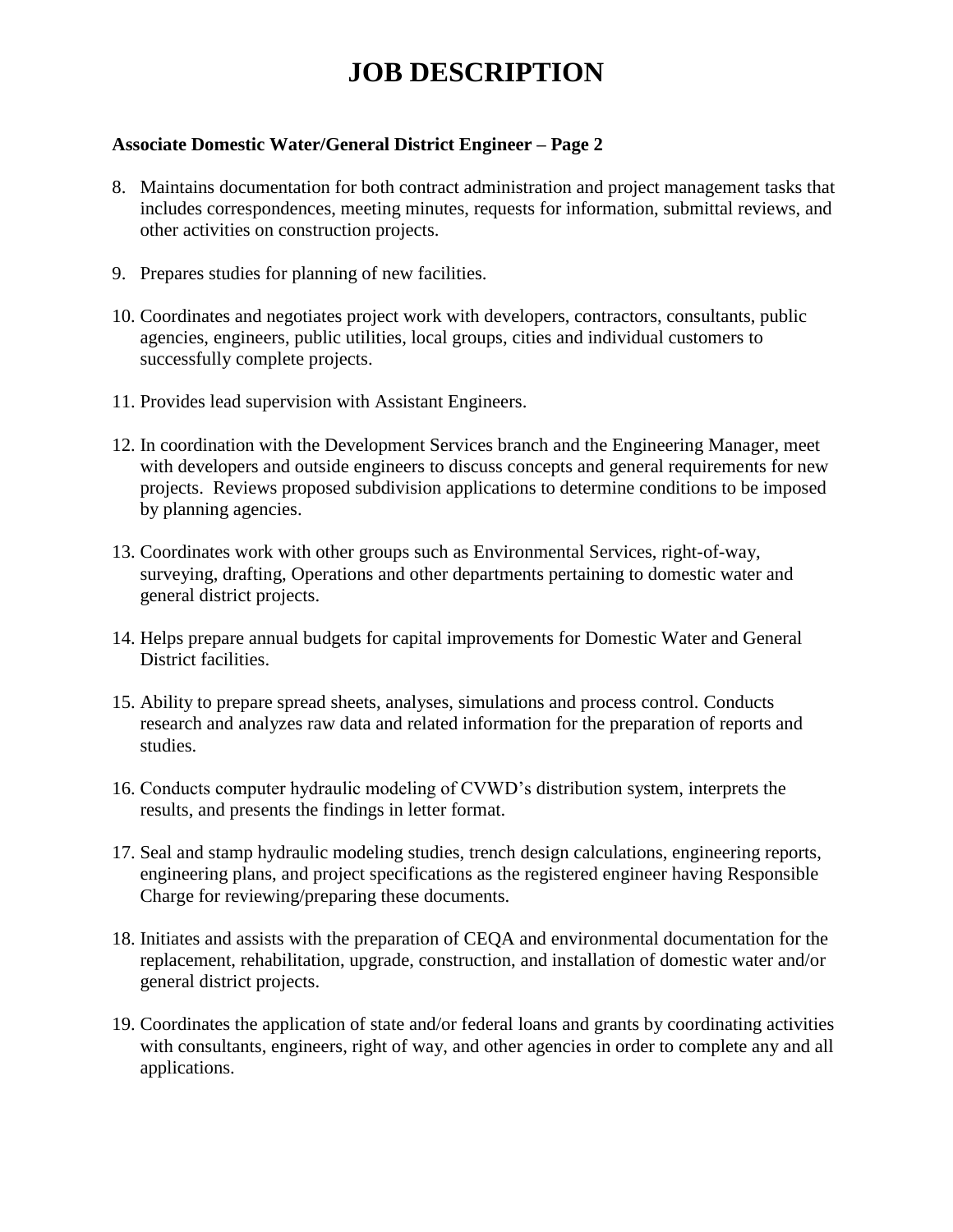# JOB DESCRIPTION

**Associate Domestic Water/General District Engineer – Page 2**

8. Maintains documentation for both contract administration and project management tasks that includes correspondences, meeting minutes, requests for information, submittal reviews, and other activities on construction projects.

9. Prepares studies for planning of new facilities.

10. Coordinates and negotiates project work with developers, contractors, consultants, public agencies, engineers, public utilities, local groups, cities and individual customers to successfully complete projects.

11. Provides lead supervision with Assistant Engineers.

12. In coordination with the Development Services branch and the Engineering Manager, meet with developers and outside engineers to discuss concepts and general requirements for new projects. Reviews proposed subdivision applications to determine conditions to be imposed by planning agencies.

13. Coordinates work with other groups such as Environmental Services, right-of-way, surveying, drafting, Operations and other departments pertaining to domestic water and general district projects.

14. Helps prepare annual budgets for capital improvements for Domestic Water and General District facilities.

15. Ability to prepare spread sheets, analyses, simulations and process control. Conducts research and analyzes raw data and related information for the preparation of reports and studies.

16. Conducts computer hydraulic modeling of CVWD's distribution system, interprets the results, and presents the findings in letter format.

17. Seal and stamp hydraulic modeling studies, trench design calculations, engineering reports, engineering plans, and project specifications as the registered engineer having Responsible Charge for reviewing/preparing these documents.

18. Initiates and assists with the preparation of CEQA and environmental documentation for the replacement, rehabilitation, upgrade, construction, and installation of domestic water and/or general district projects.

19. Coordinates the application of state and/or federal loans and grants by coordinating activities with consultants, engineers, right of way, and other agencies in order to complete any and all applications.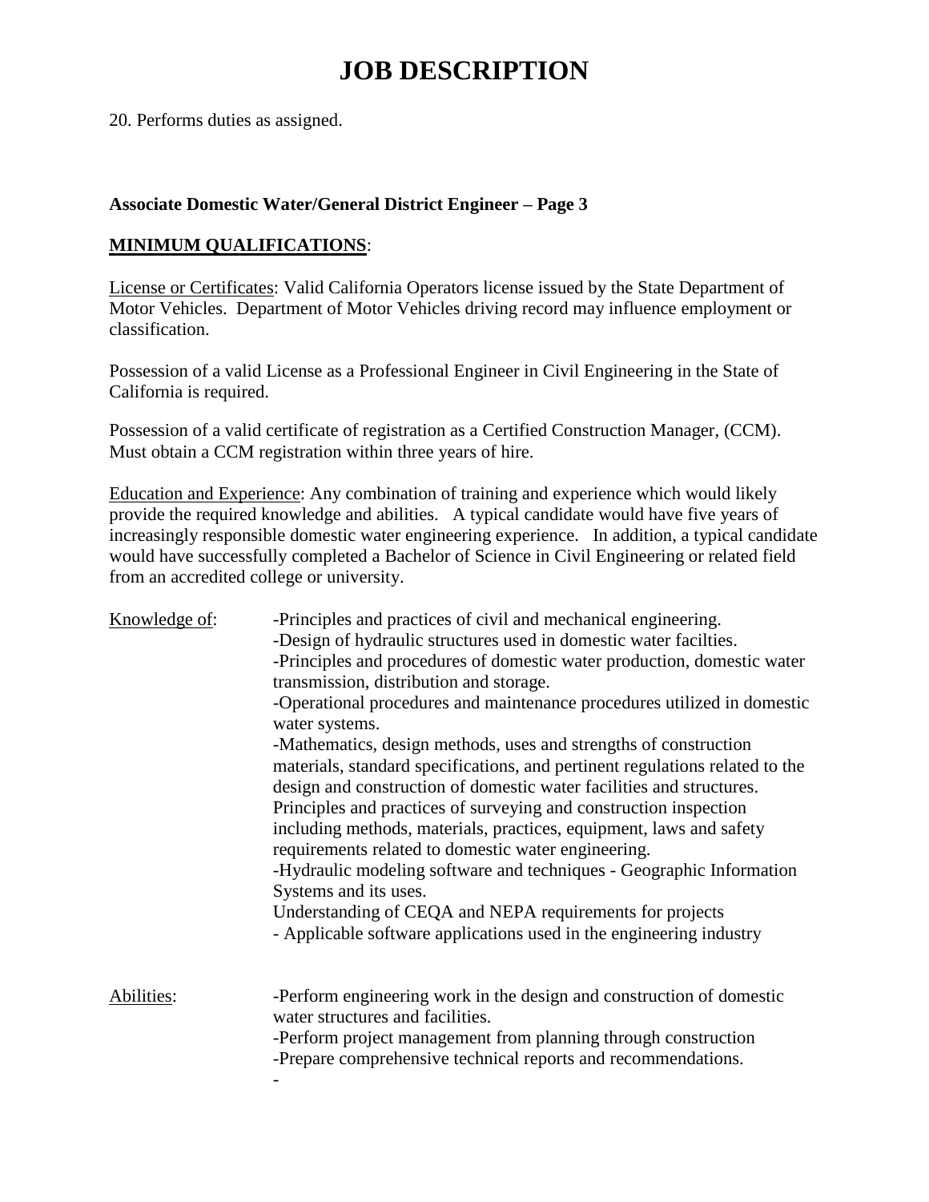# JOB DESCRIPTION

20. Performs duties as assigned.

**Associate Domestic Water/General District Engineer – Page 3**

**MINIMUM QUALIFICATIONS**:

License or Certificates: Valid California Operators license issued by the State Department of Motor Vehicles. Department of Motor Vehicles driving record may influence employment or classification.

Possession of a valid License as a Professional Engineer in Civil Engineering in the State of California is required.

Possession of a valid certificate of registration as a Certified Construction Manager, (CCM). Must obtain a CCM registration within three years of hire.

Education and Experience: Any combination of training and experience which would likely provide the required knowledge and abilities. A typical candidate would have five years of increasingly responsible domestic water engineering experience. In addition, a typical candidate would have successfully completed a Bachelor of Science in Civil Engineering or related field from an accredited college or university.

Knowledge of:

-Principles and practices of civil and mechanical engineering.
-Design of hydraulic structures used in domestic water facilties.
-Principles and procedures of domestic water production, domestic water transmission, distribution and storage.
-Operational procedures and maintenance procedures utilized in domestic water systems.
-Mathematics, design methods, uses and strengths of construction materials, standard specifications, and pertinent regulations related to the design and construction of domestic water facilities and structures.
Principles and practices of surveying and construction inspection including methods, materials, practices, equipment, laws and safety requirements related to domestic water engineering.
-Hydraulic modeling software and techniques - Geographic Information Systems and its uses.
Understanding of CEQA and NEPA requirements for projects
- Applicable software applications used in the engineering industry

Abilities:

-Perform engineering work in the design and construction of domestic water structures and facilities.
-Perform project management from planning through construction
-Prepare comprehensive technical reports and recommendations.
-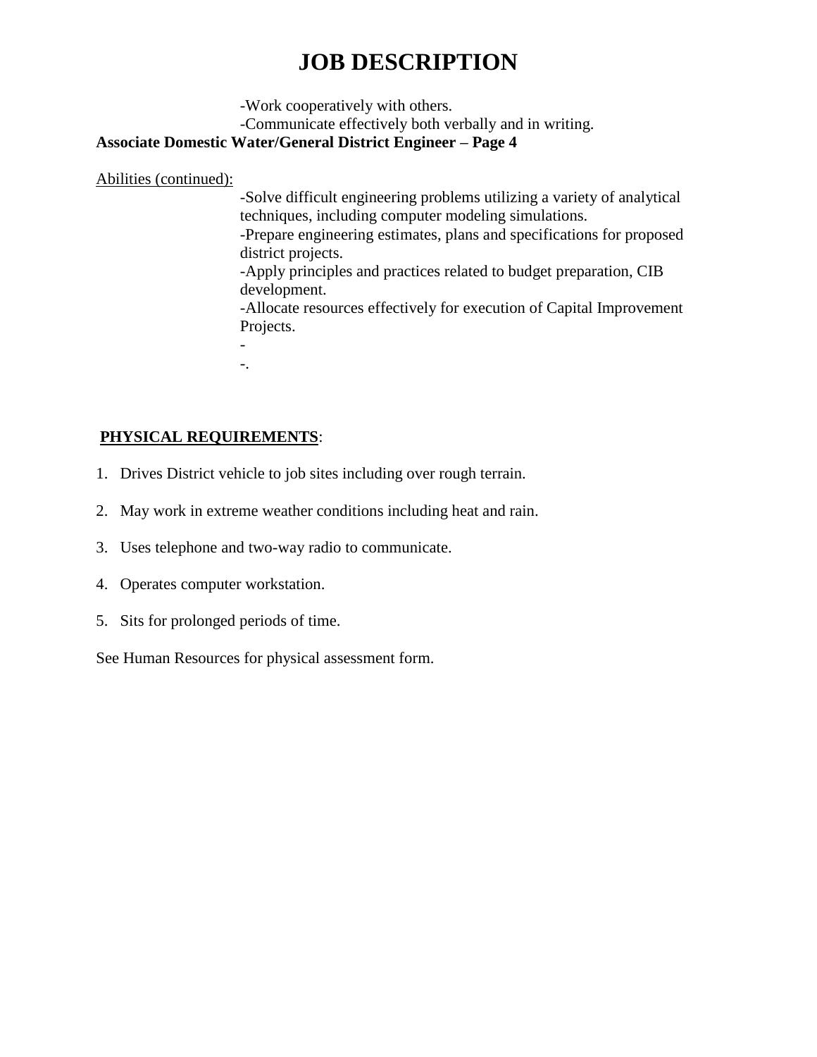# JOB DESCRIPTION

-Work cooperatively with others.
-Communicate effectively both verbally and in writing.

**Associate Domestic Water/General District Engineer – Page 4**

Abilities (continued):

-Solve difficult engineering problems utilizing a variety of analytical techniques, including computer modeling simulations.
-Prepare engineering estimates, plans and specifications for proposed district projects.
-Apply principles and practices related to budget preparation, CIB development.
-Allocate resources effectively for execution of Capital Improvement Projects.
-
-.

**PHYSICAL REQUIREMENTS**:

1. Drives District vehicle to job sites including over rough terrain.
2. May work in extreme weather conditions including heat and rain.
3. Uses telephone and two-way radio to communicate.
4. Operates computer workstation.
5. Sits for prolonged periods of time.

See Human Resources for physical assessment form.